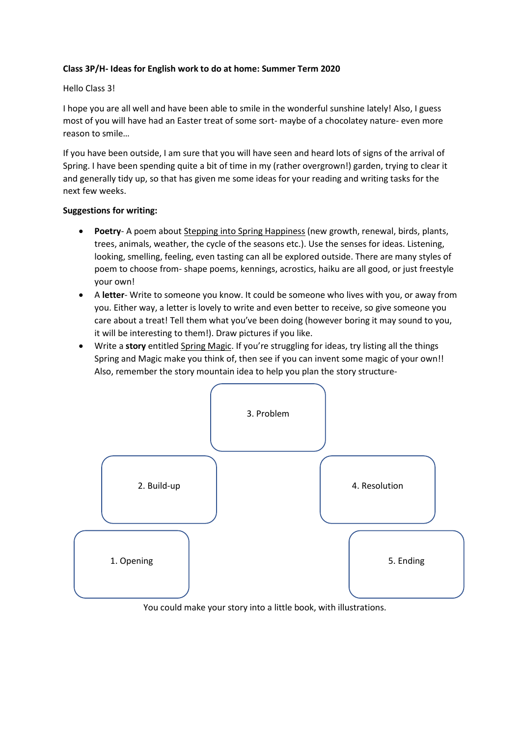**Class 3P/H- Ideas for English work to do at home: Summer Term 2020**

Hello Class 3!

I hope you are all well and have been able to smile in the wonderful sunshine lately! Also, I guess most of you will have had an Easter treat of some sort- maybe of a chocolatey nature- even more reason to smile…

If you have been outside, I am sure that you will have seen and heard lots of signs of the arrival of Spring. I have been spending quite a bit of time in my (rather overgrown!) garden, trying to clear it and generally tidy up, so that has given me some ideas for your reading and writing tasks for the next few weeks.

**Suggestions for writing:**

- **Poetry**- A poem about <u>Stepping into Spring Happiness</u> (new growth, renewal, birds, plants, trees, animals, weather, the cycle of the seasons etc.). Use the senses for ideas. Listening, looking, smelling, feeling, even tasting can all be explored outside. There are many styles of poem to choose from- shape poems, kennings, acrostics, haiku are all good, or just freestyle your own!
- A **letter**- Write to someone you know. It could be someone who lives with you, or away from you. Either way, a letter is lovely to write and even better to receive, so give someone you care about a treat! Tell them what you've been doing (however boring it may sound to you, it will be interesting to them!). Draw pictures if you like.
- Write a **story** entitled <u>Spring Magic</u>. If you're struggling for ideas, try listing all the things Spring and Magic make you think of, then see if you can invent some magic of your own!! Also, remember the story mountain idea to help you plan the story structure-

1. Opening
2. Build-up
3. Problem
4. Resolution
5. Ending

You could make your story into a little book, with illustrations.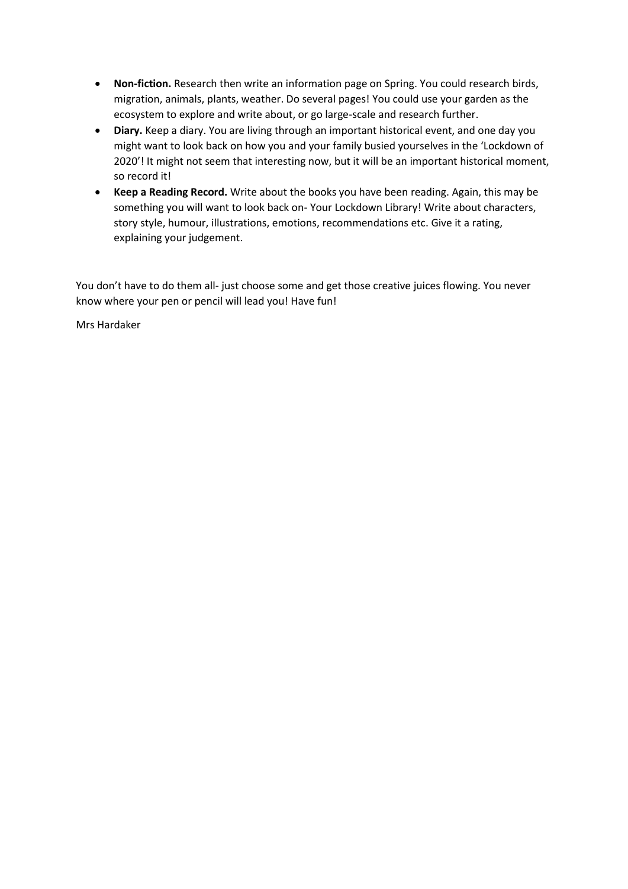- **Non-fiction.** Research then write an information page on Spring. You could research birds, migration, animals, plants, weather. Do several pages! You could use your garden as the ecosystem to explore and write about, or go large-scale and research further.
- **Diary.** Keep a diary. You are living through an important historical event, and one day you might want to look back on how you and your family busied yourselves in the 'Lockdown of 2020'! It might not seem that interesting now, but it will be an important historical moment, so record it!
- **Keep a Reading Record.** Write about the books you have been reading. Again, this may be something you will want to look back on- Your Lockdown Library! Write about characters, story style, humour, illustrations, emotions, recommendations etc. Give it a rating, explaining your judgement.

You don't have to do them all- just choose some and get those creative juices flowing. You never know where your pen or pencil will lead you! Have fun!

Mrs Hardaker